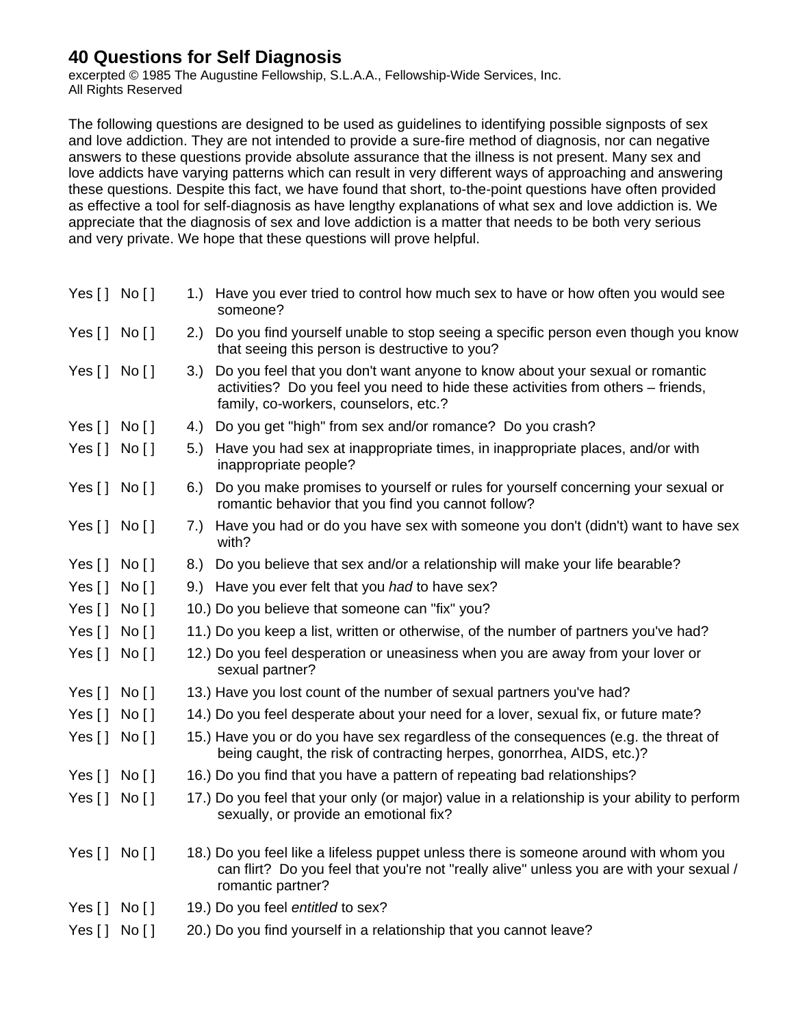# 40 Questions for Self Diagnosis

excerpted © 1985 The Augustine Fellowship, S.L.A.A., Fellowship-Wide Services, Inc.
All Rights Reserved

The following questions are designed to be used as guidelines to identifying possible signposts of sex and love addiction. They are not intended to provide a sure-fire method of diagnosis, nor can negative answers to these questions provide absolute assurance that the illness is not present. Many sex and love addicts have varying patterns which can result in very different ways of approaching and answering these questions. Despite this fact, we have found that short, to-the-point questions have often provided as effective a tool for self-diagnosis as have lengthy explanations of what sex and love addiction is. We appreciate that the diagnosis of sex and love addiction is a matter that needs to be both very serious and very private. We hope that these questions will prove helpful.

Yes [ ] No [ ] 1.) Have you ever tried to control how much sex to have or how often you would see someone?

Yes [ ] No [ ] 2.) Do you find yourself unable to stop seeing a specific person even though you know that seeing this person is destructive to you?

Yes [ ] No [ ] 3.) Do you feel that you don't want anyone to know about your sexual or romantic activities? Do you feel you need to hide these activities from others – friends, family, co-workers, counselors, etc.?

Yes [ ] No [ ] 4.) Do you get "high" from sex and/or romance? Do you crash?

Yes [ ] No [ ] 5.) Have you had sex at inappropriate times, in inappropriate places, and/or with inappropriate people?

Yes [ ] No [ ] 6.) Do you make promises to yourself or rules for yourself concerning your sexual or romantic behavior that you find you cannot follow?

Yes [ ] No [ ] 7.) Have you had or do you have sex with someone you don't (didn't) want to have sex with?

Yes [ ] No [ ] 8.) Do you believe that sex and/or a relationship will make your life bearable?

Yes [ ] No [ ] 9.) Have you ever felt that you *had* to have sex?

Yes [ ] No [ ] 10.) Do you believe that someone can "fix" you?

Yes [ ] No [ ] 11.) Do you keep a list, written or otherwise, of the number of partners you've had?

Yes [ ] No [ ] 12.) Do you feel desperation or uneasiness when you are away from your lover or sexual partner?

Yes [ ] No [ ] 13.) Have you lost count of the number of sexual partners you've had?

Yes [ ] No [ ] 14.) Do you feel desperate about your need for a lover, sexual fix, or future mate?

Yes [ ] No [ ] 15.) Have you or do you have sex regardless of the consequences (e.g. the threat of being caught, the risk of contracting herpes, gonorrhea, AIDS, etc.)?

Yes [ ] No [ ] 16.) Do you find that you have a pattern of repeating bad relationships?

Yes [ ] No [ ] 17.) Do you feel that your only (or major) value in a relationship is your ability to perform sexually, or provide an emotional fix?

Yes [ ] No [ ] 18.) Do you feel like a lifeless puppet unless there is someone around with whom you can flirt? Do you feel that you're not "really alive" unless you are with your sexual / romantic partner?

Yes [ ] No [ ] 19.) Do you feel *entitled* to sex?

Yes [ ] No [ ] 20.) Do you find yourself in a relationship that you cannot leave?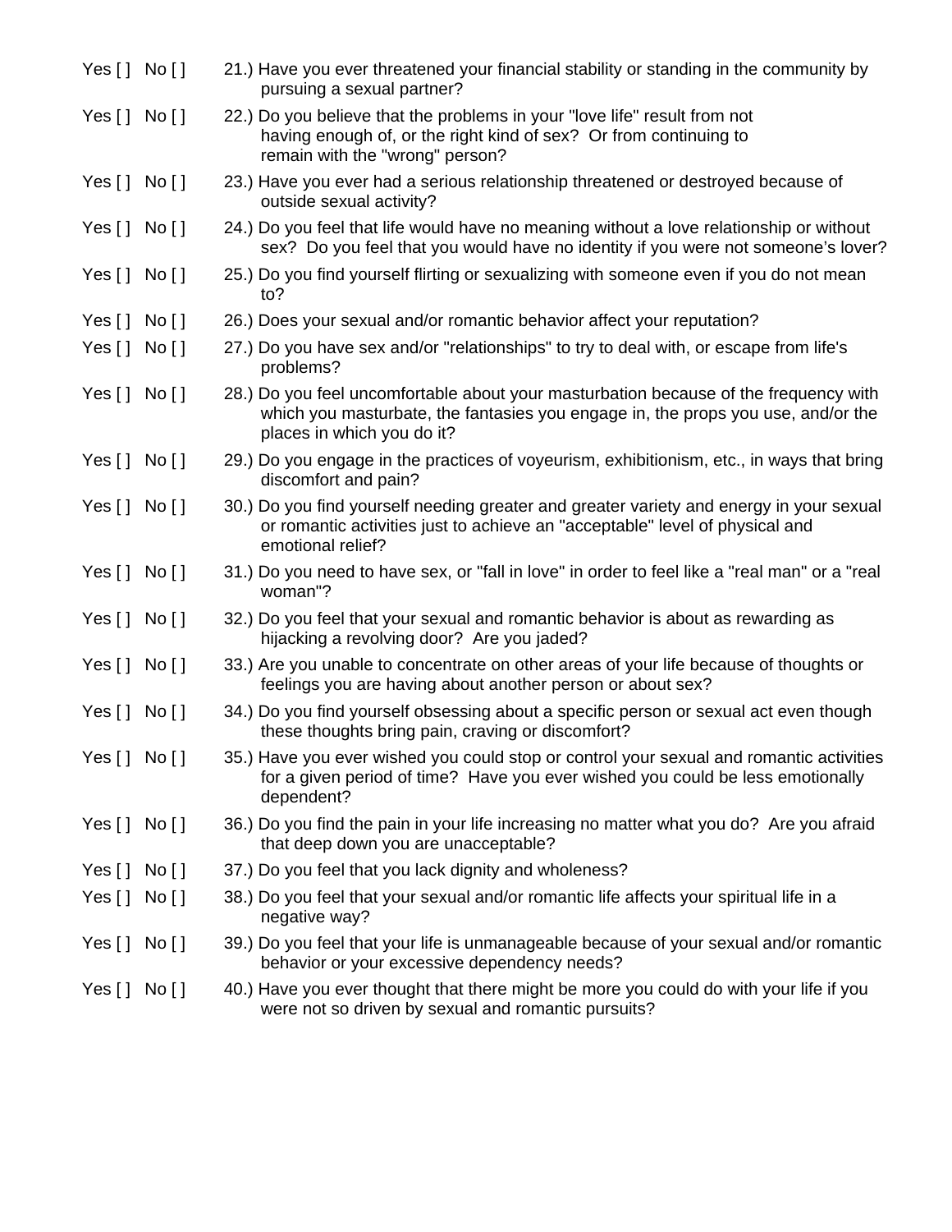Yes [ ] No [ ] 21.) Have you ever threatened your financial stability or standing in the community by pursuing a sexual partner?

Yes [ ] No [ ] 22.) Do you believe that the problems in your "love life" result from not having enough of, or the right kind of sex? Or from continuing to remain with the "wrong" person?

Yes [ ] No [ ] 23.) Have you ever had a serious relationship threatened or destroyed because of outside sexual activity?

Yes [ ] No [ ] 24.) Do you feel that life would have no meaning without a love relationship or without sex? Do you feel that you would have no identity if you were not someone's lover?

Yes [ ] No [ ] 25.) Do you find yourself flirting or sexualizing with someone even if you do not mean to?

Yes [ ] No [ ] 26.) Does your sexual and/or romantic behavior affect your reputation?

Yes [ ] No [ ] 27.) Do you have sex and/or "relationships" to try to deal with, or escape from life's problems?

Yes [ ] No [ ] 28.) Do you feel uncomfortable about your masturbation because of the frequency with which you masturbate, the fantasies you engage in, the props you use, and/or the places in which you do it?

Yes [ ] No [ ] 29.) Do you engage in the practices of voyeurism, exhibitionism, etc., in ways that bring discomfort and pain?

Yes [ ] No [ ] 30.) Do you find yourself needing greater and greater variety and energy in your sexual or romantic activities just to achieve an "acceptable" level of physical and emotional relief?

Yes [ ] No [ ] 31.) Do you need to have sex, or "fall in love" in order to feel like a "real man" or a "real woman"?

Yes [ ] No [ ] 32.) Do you feel that your sexual and romantic behavior is about as rewarding as hijacking a revolving door? Are you jaded?

Yes [ ] No [ ] 33.) Are you unable to concentrate on other areas of your life because of thoughts or feelings you are having about another person or about sex?

Yes [ ] No [ ] 34.) Do you find yourself obsessing about a specific person or sexual act even though these thoughts bring pain, craving or discomfort?

Yes [ ] No [ ] 35.) Have you ever wished you could stop or control your sexual and romantic activities for a given period of time? Have you ever wished you could be less emotionally dependent?

Yes [ ] No [ ] 36.) Do you find the pain in your life increasing no matter what you do? Are you afraid that deep down you are unacceptable?

Yes [ ] No [ ] 37.) Do you feel that you lack dignity and wholeness?

Yes [ ] No [ ] 38.) Do you feel that your sexual and/or romantic life affects your spiritual life in a negative way?

Yes [ ] No [ ] 39.) Do you feel that your life is unmanageable because of your sexual and/or romantic behavior or your excessive dependency needs?

Yes [ ] No [ ] 40.) Have you ever thought that there might be more you could do with your life if you were not so driven by sexual and romantic pursuits?